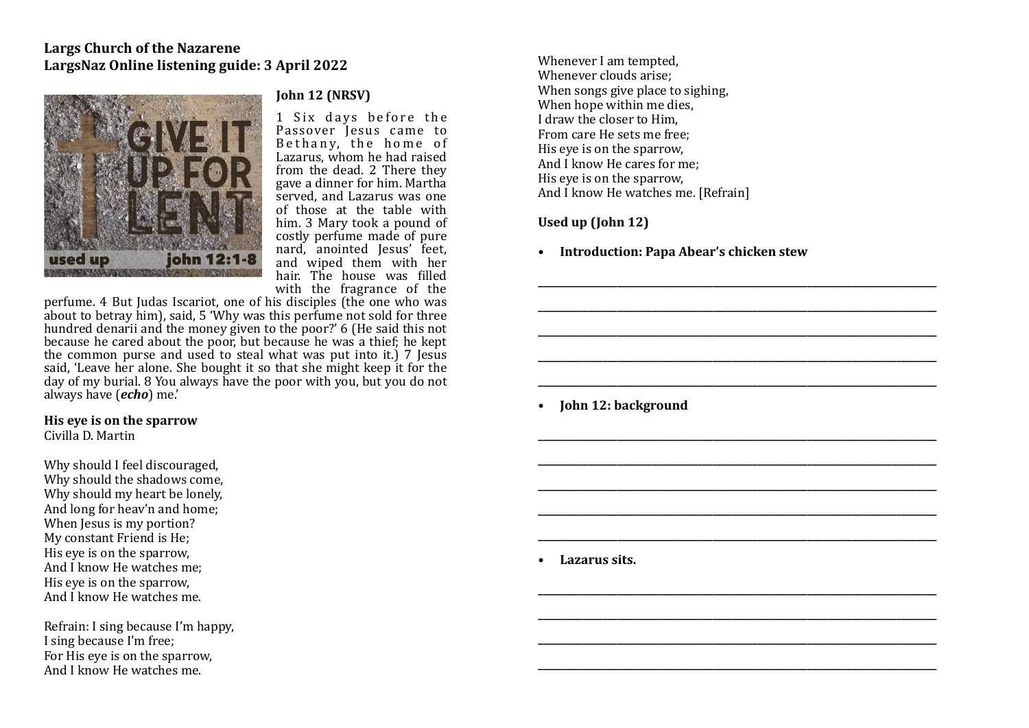**Largs Church of the Nazarene**
**LargsNaz Online listening guide: 3 April 2022**

### John 12 (NRSV)

1 Six days before the Passover Jesus came to Bethany, the home of Lazarus, whom he had raised from the dead. 2 There they gave a dinner for him. Martha served, and Lazarus was one of those at the table with him. 3 Mary took a pound of costly perfume made of pure nard, anointed Jesus' feet, and wiped them with her hair. The house was filled with the fragrance of the perfume. 4 But Judas Iscariot, one of his disciples (the one who was about to betray him), said, 5 'Why was this perfume not sold for three hundred denarii and the money given to the poor?' 6 (He said this not because he cared about the poor, but because he was a thief; he kept the common purse and used to steal what was put into it.) 7 Jesus said, 'Leave her alone. She bought it so that she might keep it for the day of my burial. 8 You always have the poor with you, but you do not always have (***echo***) me.'

### His eye is on the sparrow

Civilla D. Martin

Why should I feel discouraged,
Why should the shadows come,
Why should my heart be lonely,
And long for heav'n and home;
When Jesus is my portion?
My constant Friend is He;
His eye is on the sparrow,
And I know He watches me;
His eye is on the sparrow,
And I know He watches me.

Refrain: I sing because I'm happy,
I sing because I'm free;
For His eye is on the sparrow,
And I know He watches me.

Whenever I am tempted,
Whenever clouds arise;
When songs give place to sighing,
When hope within me dies,
I draw the closer to Him,
From care He sets me free;
His eye is on the sparrow,
And I know He cares for me;
His eye is on the sparrow,
And I know He watches me. [Refrain]

### Used up (John 12)

- **Introduction: Papa Abear's chicken stew**

____________________________________________

____________________________________________

____________________________________________

____________________________________________

____________________________________________

- **John 12: background**

____________________________________________

____________________________________________

____________________________________________

____________________________________________

____________________________________________

- **Lazarus sits.**

____________________________________________

____________________________________________

____________________________________________

____________________________________________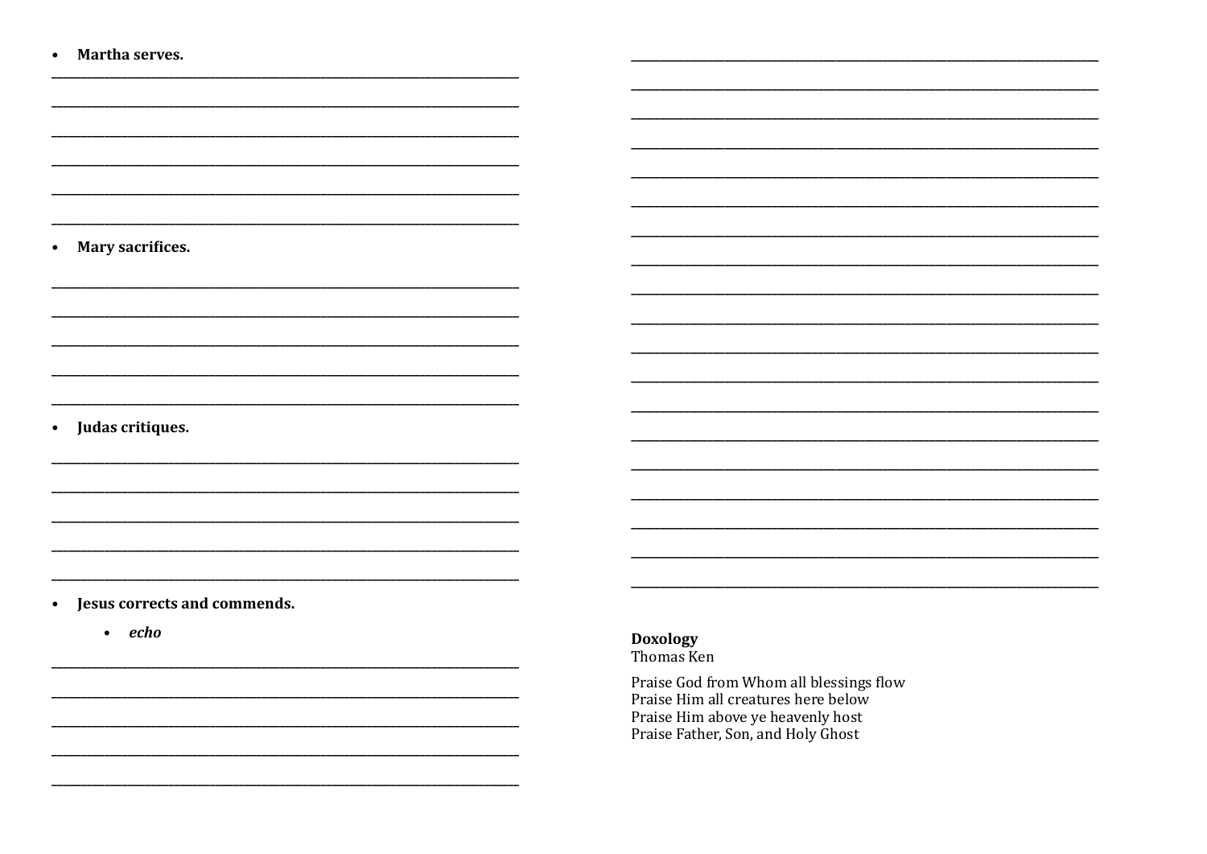- **Martha serves.**

- **Mary sacrifices.**

- **Judas critiques.**

- **Jesus corrects and commends.**
  - ***echo***

**Doxology**
Thomas Ken

Praise God from Whom all blessings flow
Praise Him all creatures here below
Praise Him above ye heavenly host
Praise Father, Son, and Holy Ghost